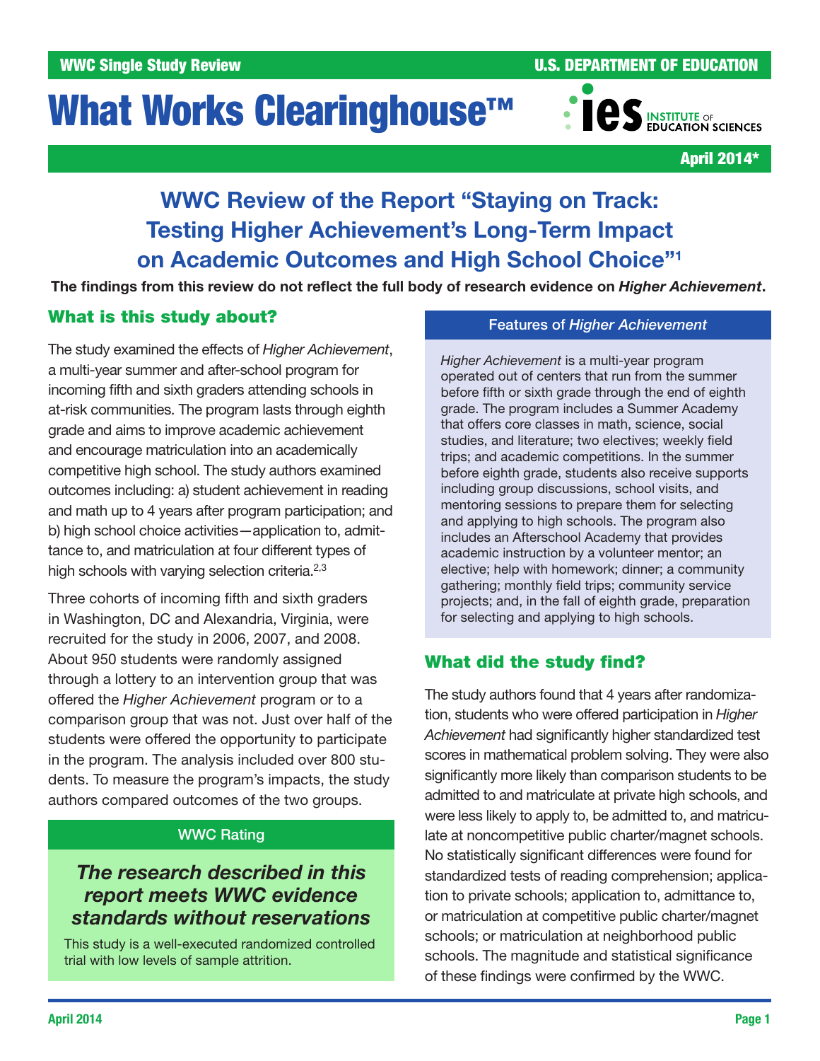WWC Single Study Review

U.S. DEPARTMENT OF EDUCATION

# What Works Clearinghouse™

April 2014*

## WWC Review of the Report "Staying on Track: Testing Higher Achievement's Long-Term Impact on Academic Outcomes and High School Choice"[1]

**The findings from this review do not reflect the full body of research evidence on *Higher Achievement*.**

### What is this study about?

The study examined the effects of *Higher Achievement*, a multi-year summer and after-school program for incoming fifth and sixth graders attending schools in at-risk communities. The program lasts through eighth grade and aims to improve academic achievement and encourage matriculation into an academically competitive high school. The study authors examined outcomes including: a) student achievement in reading and math up to 4 years after program participation; and b) high school choice activities—application to, admittance to, and matriculation at four different types of high schools with varying selection criteria.[2,3]

Three cohorts of incoming fifth and sixth graders in Washington, DC and Alexandria, Virginia, were recruited for the study in 2006, 2007, and 2008. About 950 students were randomly assigned through a lottery to an intervention group that was offered the *Higher Achievement* program or to a comparison group that was not. Just over half of the students were offered the opportunity to participate in the program. The analysis included over 800 students. To measure the program's impacts, the study authors compared outcomes of the two groups.

**WWC Rating**

***The research described in this report meets WWC evidence standards without reservations***

This study is a well-executed randomized controlled trial with low levels of sample attrition.

**Features of *Higher Achievement***

*Higher Achievement* is a multi-year program operated out of centers that run from the summer before fifth or sixth grade through the end of eighth grade. The program includes a Summer Academy that offers core classes in math, science, social studies, and literature; two electives; weekly field trips; and academic competitions. In the summer before eighth grade, students also receive supports including group discussions, school visits, and mentoring sessions to prepare them for selecting and applying to high schools. The program also includes an Afterschool Academy that provides academic instruction by a volunteer mentor; an elective; help with homework; dinner; a community gathering; monthly field trips; community service projects; and, in the fall of eighth grade, preparation for selecting and applying to high schools.

### What did the study find?

The study authors found that 4 years after randomization, students who were offered participation in *Higher Achievement* had significantly higher standardized test scores in mathematical problem solving. They were also significantly more likely than comparison students to be admitted to and matriculate at private high schools, and were less likely to apply to, be admitted to, and matriculate at noncompetitive public charter/magnet schools. No statistically significant differences were found for standardized tests of reading comprehension; application to private schools; application to, admittance to, or matriculation at competitive public charter/magnet schools; or matriculation at neighborhood public schools. The magnitude and statistical significance of these findings were confirmed by the WWC.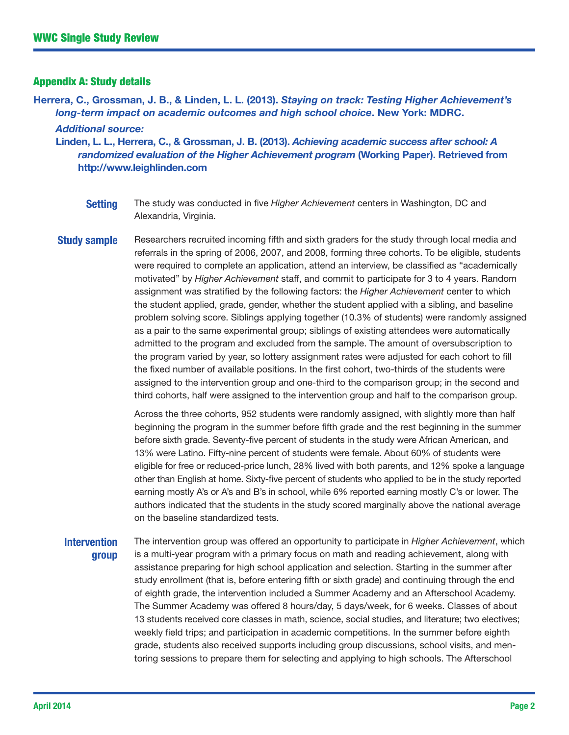## Appendix A: Study details

**Herrera, C., Grossman, J. B., & Linden, L. L. (2013).** ***Staying on track: Testing Higher Achievement's long-term impact on academic outcomes and high school choice*****. New York: MDRC.**

***Additional source:***

**Linden, L. L., Herrera, C., & Grossman, J. B. (2013).** ***Achieving academic success after school: A randomized evaluation of the Higher Achievement program*** **(Working Paper). Retrieved from http://www.leighlinden.com**

**Setting** The study was conducted in five *Higher Achievement* centers in Washington, DC and Alexandria, Virginia.

**Study sample** Researchers recruited incoming fifth and sixth graders for the study through local media and referrals in the spring of 2006, 2007, and 2008, forming three cohorts. To be eligible, students were required to complete an application, attend an interview, be classified as "academically motivated" by *Higher Achievement* staff, and commit to participate for 3 to 4 years. Random assignment was stratified by the following factors: the *Higher Achievement* center to which the student applied, grade, gender, whether the student applied with a sibling, and baseline problem solving score. Siblings applying together (10.3% of students) were randomly assigned as a pair to the same experimental group; siblings of existing attendees were automatically admitted to the program and excluded from the sample. The amount of oversubscription to the program varied by year, so lottery assignment rates were adjusted for each cohort to fill the fixed number of available positions. In the first cohort, two-thirds of the students were assigned to the intervention group and one-third to the comparison group; in the second and third cohorts, half were assigned to the intervention group and half to the comparison group.

Across the three cohorts, 952 students were randomly assigned, with slightly more than half beginning the program in the summer before fifth grade and the rest beginning in the summer before sixth grade. Seventy-five percent of students in the study were African American, and 13% were Latino. Fifty-nine percent of students were female. About 60% of students were eligible for free or reduced-price lunch, 28% lived with both parents, and 12% spoke a language other than English at home. Sixty-five percent of students who applied to be in the study reported earning mostly A's or A's and B's in school, while 6% reported earning mostly C's or lower. The authors indicated that the students in the study scored marginally above the national average on the baseline standardized tests.

**Intervention group** The intervention group was offered an opportunity to participate in *Higher Achievement*, which is a multi-year program with a primary focus on math and reading achievement, along with assistance preparing for high school application and selection. Starting in the summer after study enrollment (that is, before entering fifth or sixth grade) and continuing through the end of eighth grade, the intervention included a Summer Academy and an Afterschool Academy. The Summer Academy was offered 8 hours/day, 5 days/week, for 6 weeks. Classes of about 13 students received core classes in math, science, social studies, and literature; two electives; weekly field trips; and participation in academic competitions. In the summer before eighth grade, students also received supports including group discussions, school visits, and mentoring sessions to prepare them for selecting and applying to high schools. The Afterschool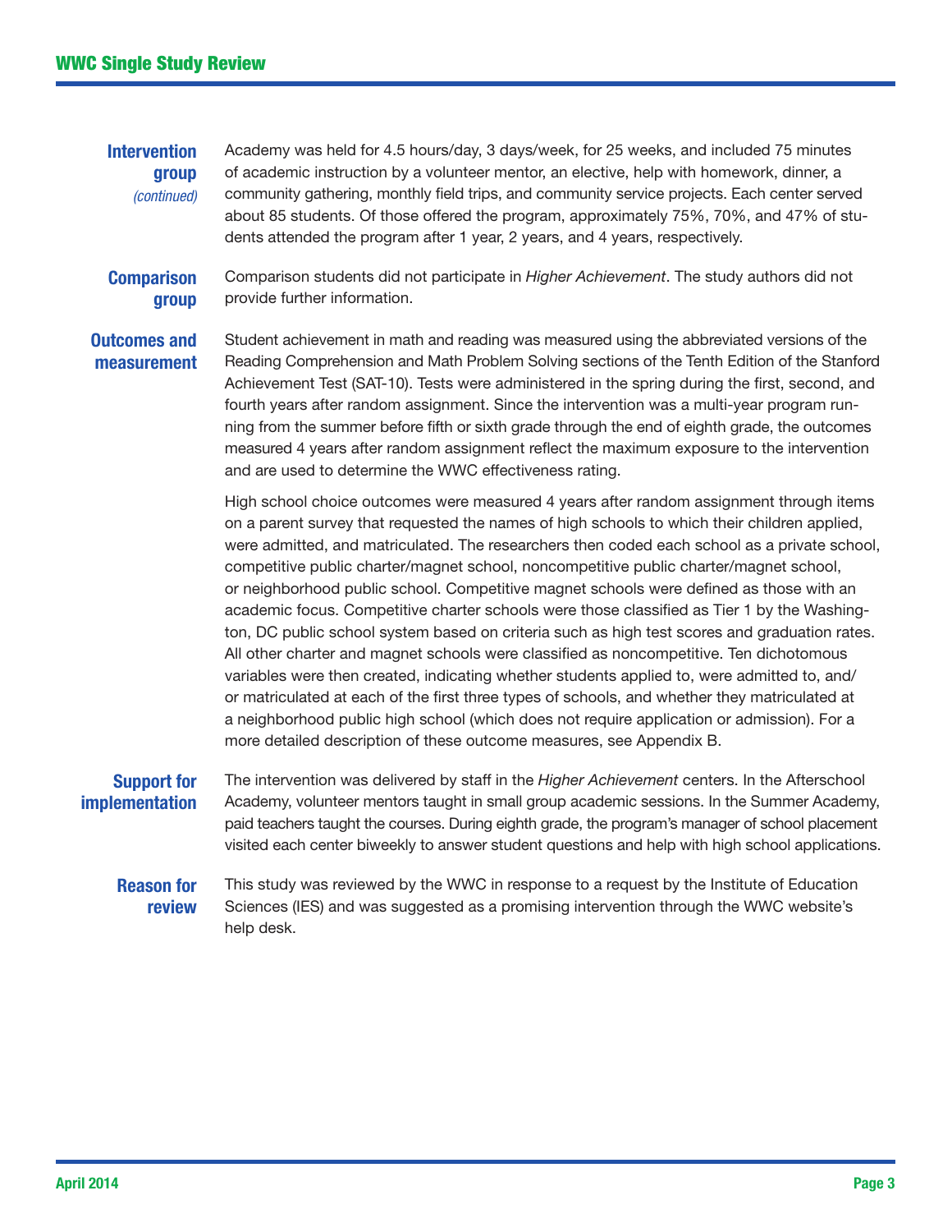**Intervention group** *(continued)*

Academy was held for 4.5 hours/day, 3 days/week, for 25 weeks, and included 75 minutes of academic instruction by a volunteer mentor, an elective, help with homework, dinner, a community gathering, monthly field trips, and community service projects. Each center served about 85 students. Of those offered the program, approximately 75%, 70%, and 47% of students attended the program after 1 year, 2 years, and 4 years, respectively.

**Comparison group**

Comparison students did not participate in *Higher Achievement*. The study authors did not provide further information.

**Outcomes and measurement**

Student achievement in math and reading was measured using the abbreviated versions of the Reading Comprehension and Math Problem Solving sections of the Tenth Edition of the Stanford Achievement Test (SAT-10). Tests were administered in the spring during the first, second, and fourth years after random assignment. Since the intervention was a multi-year program running from the summer before fifth or sixth grade through the end of eighth grade, the outcomes measured 4 years after random assignment reflect the maximum exposure to the intervention and are used to determine the WWC effectiveness rating.

High school choice outcomes were measured 4 years after random assignment through items on a parent survey that requested the names of high schools to which their children applied, were admitted, and matriculated. The researchers then coded each school as a private school, competitive public charter/magnet school, noncompetitive public charter/magnet school, or neighborhood public school. Competitive magnet schools were defined as those with an academic focus. Competitive charter schools were those classified as Tier 1 by the Washington, DC public school system based on criteria such as high test scores and graduation rates. All other charter and magnet schools were classified as noncompetitive. Ten dichotomous variables were then created, indicating whether students applied to, were admitted to, and/or matriculated at each of the first three types of schools, and whether they matriculated at a neighborhood public high school (which does not require application or admission). For a more detailed description of these outcome measures, see Appendix B.

**Support for implementation**

The intervention was delivered by staff in the *Higher Achievement* centers. In the Afterschool Academy, volunteer mentors taught in small group academic sessions. In the Summer Academy, paid teachers taught the courses. During eighth grade, the program's manager of school placement visited each center biweekly to answer student questions and help with high school applications.

**Reason for review**

This study was reviewed by the WWC in response to a request by the Institute of Education Sciences (IES) and was suggested as a promising intervention through the WWC website's help desk.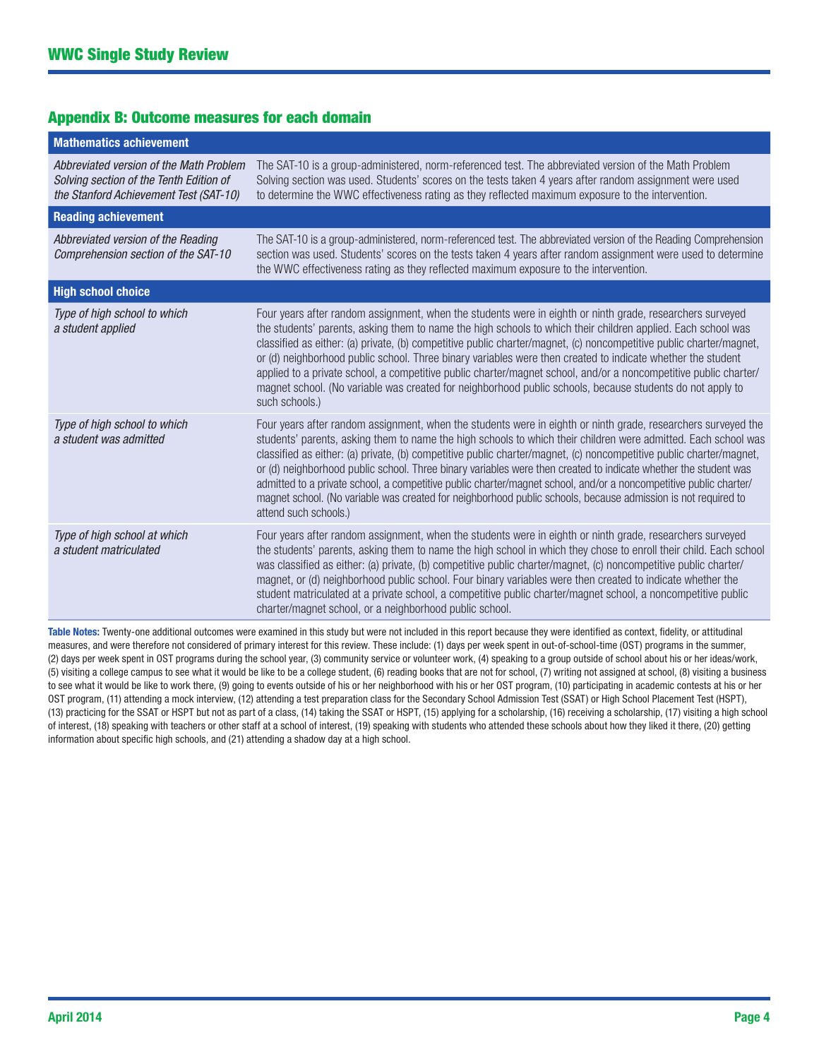## Appendix B: Outcome measures for each domain

| Mathematics achievement | |
|---|---|
| *Abbreviated version of the Math Problem Solving section of the Tenth Edition of the Stanford Achievement Test (SAT-10)* | The SAT-10 is a group-administered, norm-referenced test. The abbreviated version of the Math Problem Solving section was used. Students' scores on the tests taken 4 years after random assignment were used to determine the WWC effectiveness rating as they reflected maximum exposure to the intervention. |
| **Reading achievement** | |
| *Abbreviated version of the Reading Comprehension section of the SAT-10* | The SAT-10 is a group-administered, norm-referenced test. The abbreviated version of the Reading Comprehension section was used. Students' scores on the tests taken 4 years after random assignment were used to determine the WWC effectiveness rating as they reflected maximum exposure to the intervention. |
| **High school choice** | |
| *Type of high school to which a student applied* | Four years after random assignment, when the students were in eighth or ninth grade, researchers surveyed the students' parents, asking them to name the high schools to which their children applied. Each school was classified as either: (a) private, (b) competitive public charter/magnet, (c) noncompetitive public charter/magnet, or (d) neighborhood public school. Three binary variables were then created to indicate whether the student applied to a private school, a competitive public charter/magnet school, and/or a noncompetitive public charter/magnet school. (No variable was created for neighborhood public schools, because students do not apply to such schools.) |
| *Type of high school to which a student was admitted* | Four years after random assignment, when the students were in eighth or ninth grade, researchers surveyed the students' parents, asking them to name the high schools to which their children were admitted. Each school was classified as either: (a) private, (b) competitive public charter/magnet, (c) noncompetitive public charter/magnet, or (d) neighborhood public school. Three binary variables were then created to indicate whether the student was admitted to a private school, a competitive public charter/magnet school, and/or a noncompetitive public charter/magnet school. (No variable was created for neighborhood public schools, because admission is not required to attend such schools.) |
| *Type of high school at which a student matriculated* | Four years after random assignment, when the students were in eighth or ninth grade, researchers surveyed the students' parents, asking them to name the high school in which they chose to enroll their child. Each school was classified as either: (a) private, (b) competitive public charter/magnet, (c) noncompetitive public charter/magnet, or (d) neighborhood public school. Four binary variables were then created to indicate whether the student matriculated at a private school, a competitive public charter/magnet school, a noncompetitive public charter/magnet school, or a neighborhood public school. |

**Table Notes:** Twenty-one additional outcomes were examined in this study but were not included in this report because they were identified as context, fidelity, or attitudinal measures, and were therefore not considered of primary interest for this review. These include: (1) days per week spent in out-of-school-time (OST) programs in the summer, (2) days per week spent in OST programs during the school year, (3) community service or volunteer work, (4) speaking to a group outside of school about his or her ideas/work, (5) visiting a college campus to see what it would be like to be a college student, (6) reading books that are not for school, (7) writing not assigned at school, (8) visiting a business to see what it would be like to work there, (9) going to events outside of his or her neighborhood with his or her OST program, (10) participating in academic contests at his or her OST program, (11) attending a mock interview, (12) attending a test preparation class for the Secondary School Admission Test (SSAT) or High School Placement Test (HSPT), (13) practicing for the SSAT or HSPT but not as part of a class, (14) taking the SSAT or HSPT, (15) applying for a scholarship, (16) receiving a scholarship, (17) visiting a high school of interest, (18) speaking with teachers or other staff at a school of interest, (19) speaking with students who attended these schools about how they liked it there, (20) getting information about specific high schools, and (21) attending a shadow day at a high school.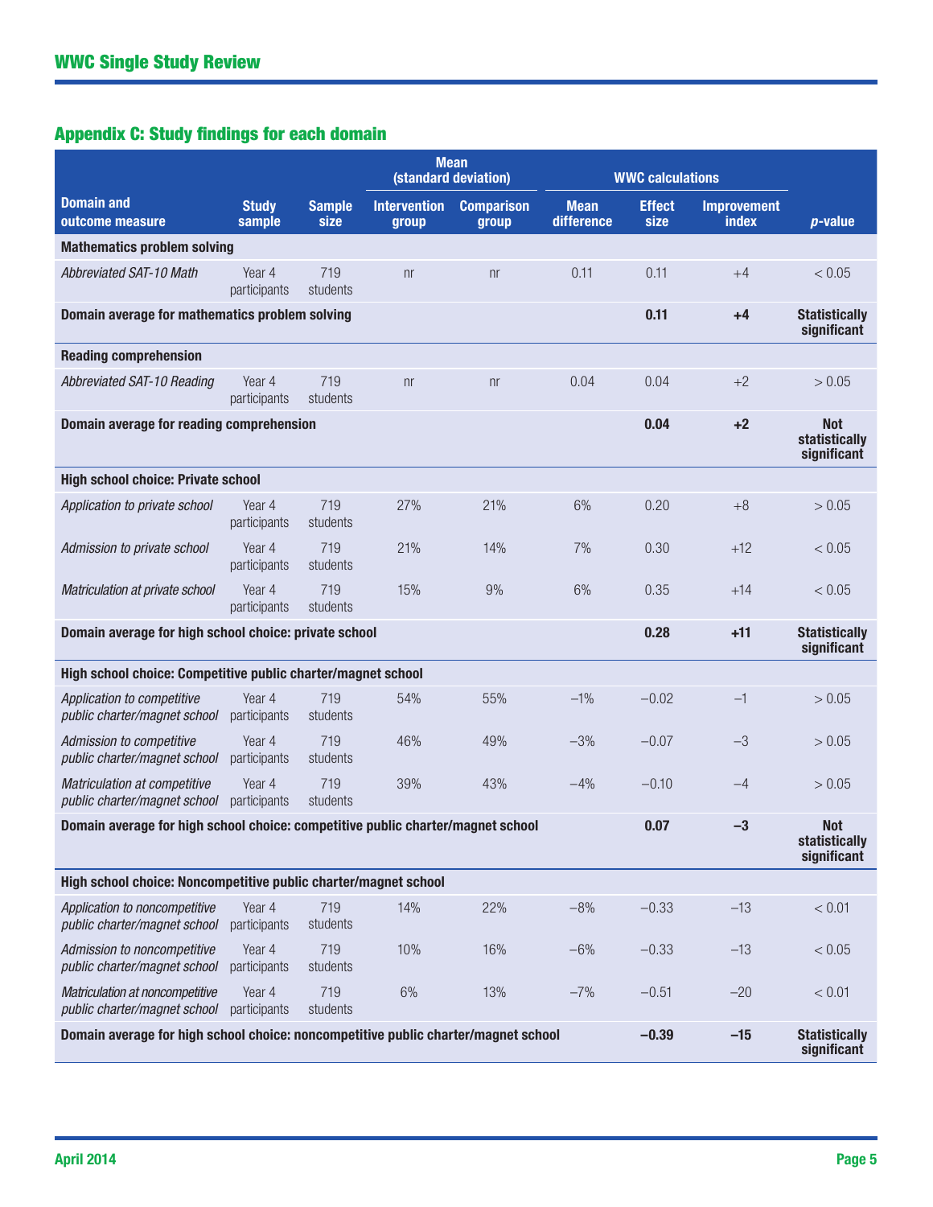## Appendix C: Study findings for each domain

| Domain and outcome measure | Study sample | Sample size | Mean (standard deviation) | | WWC calculations | | | |
|---|---|---|---|---|---|---|---|---|
| | | | Intervention group | Comparison group | Mean difference | Effect size | Improvement index | *p*-value |
| **Mathematics problem solving** | | | | | | | | |
| *Abbreviated SAT-10 Math* | Year 4 participants | 719 students | nr | nr | 0.11 | 0.11 | +4 | < 0.05 |
| **Domain average for mathematics problem solving** | | | | | | **0.11** | **+4** | **Statistically significant** |
| **Reading comprehension** | | | | | | | | |
| *Abbreviated SAT-10 Reading* | Year 4 participants | 719 students | nr | nr | 0.04 | 0.04 | +2 | > 0.05 |
| **Domain average for reading comprehension** | | | | | | **0.04** | **+2** | **Not statistically significant** |
| **High school choice: Private school** | | | | | | | | |
| *Application to private school* | Year 4 participants | 719 students | 27% | 21% | 6% | 0.20 | +8 | > 0.05 |
| *Admission to private school* | Year 4 participants | 719 students | 21% | 14% | 7% | 0.30 | +12 | < 0.05 |
| *Matriculation at private school* | Year 4 participants | 719 students | 15% | 9% | 6% | 0.35 | +14 | < 0.05 |
| **Domain average for high school choice: private school** | | | | | | **0.28** | **+11** | **Statistically significant** |
| **High school choice: Competitive public charter/magnet school** | | | | | | | | |
| *Application to competitive public charter/magnet school* | Year 4 participants | 719 students | 54% | 55% | –1% | –0.02 | –1 | > 0.05 |
| *Admission to competitive public charter/magnet school* | Year 4 participants | 719 students | 46% | 49% | –3% | –0.07 | –3 | > 0.05 |
| *Matriculation at competitive public charter/magnet school* | Year 4 participants | 719 students | 39% | 43% | –4% | –0.10 | –4 | > 0.05 |
| **Domain average for high school choice: competitive public charter/magnet school** | | | | | | **0.07** | **–3** | **Not statistically significant** |
| **High school choice: Noncompetitive public charter/magnet school** | | | | | | | | |
| *Application to noncompetitive public charter/magnet school* | Year 4 participants | 719 students | 14% | 22% | –8% | –0.33 | –13 | < 0.01 |
| *Admission to noncompetitive public charter/magnet school* | Year 4 participants | 719 students | 10% | 16% | –6% | –0.33 | –13 | < 0.05 |
| *Matriculation at noncompetitive public charter/magnet school* | Year 4 participants | 719 students | 6% | 13% | –7% | –0.51 | –20 | < 0.01 |
| **Domain average for high school choice: noncompetitive public charter/magnet school** | | | | | | **–0.39** | **–15** | **Statistically significant** |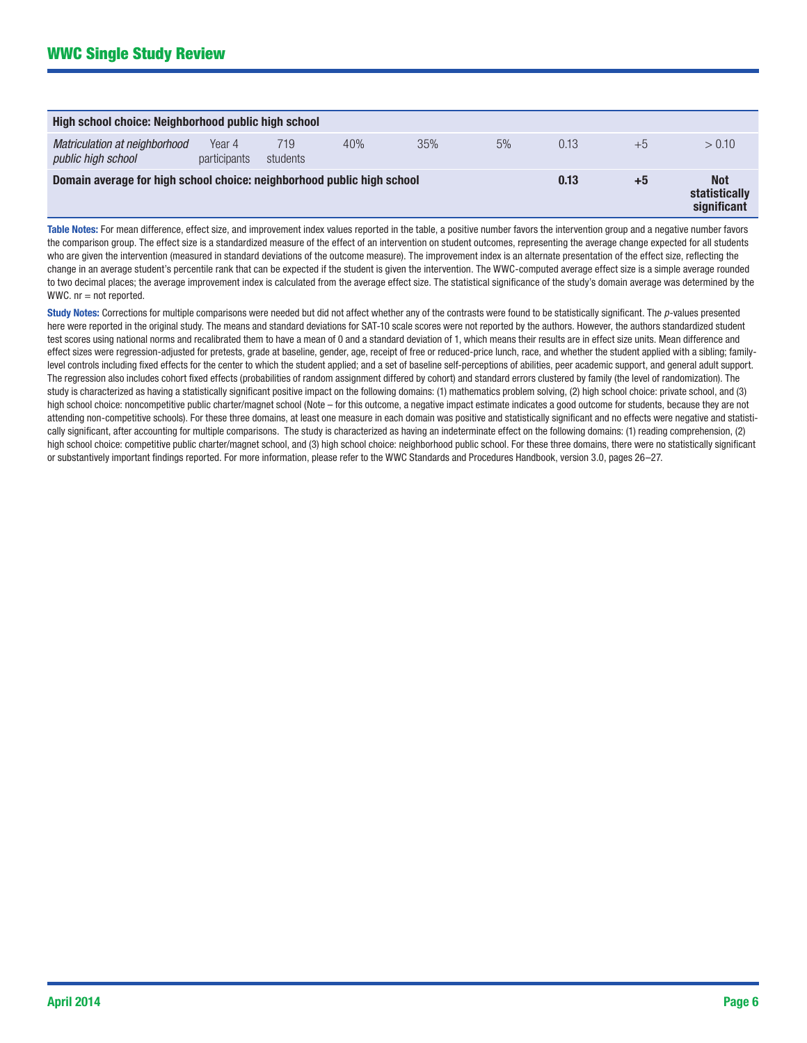| High school choice: Neighborhood public high school | | | | | | | | |
|---|---|---|---|---|---|---|---|---|
| *Matriculation at neighborhood public high school* | Year 4 participants | 719 students | 40% | 35% | 5% | 0.13 | +5 | > 0.10 |
| **Domain average for high school choice: neighborhood public high school** | | | | | | **0.13** | **+5** | **Not statistically significant** |

**Table Notes:** For mean difference, effect size, and improvement index values reported in the table, a positive number favors the intervention group and a negative number favors the comparison group. The effect size is a standardized measure of the effect of an intervention on student outcomes, representing the average change expected for all students who are given the intervention (measured in standard deviations of the outcome measure). The improvement index is an alternate presentation of the effect size, reflecting the change in an average student's percentile rank that can be expected if the student is given the intervention. The WWC-computed average effect size is a simple average rounded to two decimal places; the average improvement index is calculated from the average effect size. The statistical significance of the study's domain average was determined by the WWC. nr = not reported.

**Study Notes:** Corrections for multiple comparisons were needed but did not affect whether any of the contrasts were found to be statistically significant. The *p*-values presented here were reported in the original study. The means and standard deviations for SAT-10 scale scores were not reported by the authors. However, the authors standardized student test scores using national norms and recalibrated them to have a mean of 0 and a standard deviation of 1, which means their results are in effect size units. Mean difference and effect sizes were regression-adjusted for pretests, grade at baseline, gender, age, receipt of free or reduced-price lunch, race, and whether the student applied with a sibling; family-level controls including fixed effects for the center to which the student applied; and a set of baseline self-perceptions of abilities, peer academic support, and general adult support. The regression also includes cohort fixed effects (probabilities of random assignment differed by cohort) and standard errors clustered by family (the level of randomization). The study is characterized as having a statistically significant positive impact on the following domains: (1) mathematics problem solving, (2) high school choice: private school, and (3) high school choice: noncompetitive public charter/magnet school (Note – for this outcome, a negative impact estimate indicates a good outcome for students, because they are not attending non-competitive schools). For these three domains, at least one measure in each domain was positive and statistically significant and no effects were negative and statistically significant, after accounting for multiple comparisons. The study is characterized as having an indeterminate effect on the following domains: (1) reading comprehension, (2) high school choice: competitive public charter/magnet school, and (3) high school choice: neighborhood public school. For these three domains, there were no statistically significant or substantively important findings reported. For more information, please refer to the WWC Standards and Procedures Handbook, version 3.0, pages 26–27.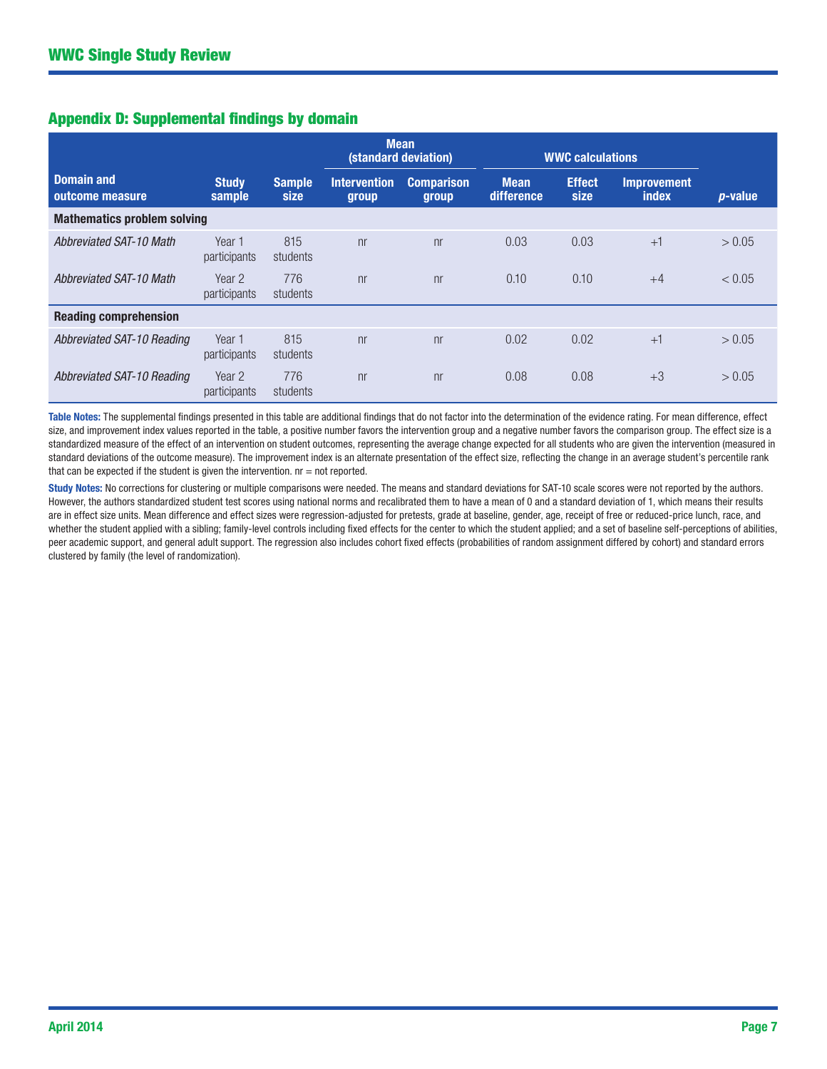## Appendix D: Supplemental findings by domain

| Domain and outcome measure | Study sample | Sample size | Mean (standard deviation) | | WWC calculations | | | |
|---|---|---|---|---|---|---|---|---|
| | | | Intervention group | Comparison group | Mean difference | Effect size | Improvement index | *p*-value |
| **Mathematics problem solving** | | | | | | | | |
| *Abbreviated SAT-10 Math* | Year 1 participants | 815 students | nr | nr | 0.03 | 0.03 | +1 | > 0.05 |
| *Abbreviated SAT-10 Math* | Year 2 participants | 776 students | nr | nr | 0.10 | 0.10 | +4 | < 0.05 |
| **Reading comprehension** | | | | | | | | |
| *Abbreviated SAT-10 Reading* | Year 1 participants | 815 students | nr | nr | 0.02 | 0.02 | +1 | > 0.05 |
| *Abbreviated SAT-10 Reading* | Year 2 participants | 776 students | nr | nr | 0.08 | 0.08 | +3 | > 0.05 |

**Table Notes:** The supplemental findings presented in this table are additional findings that do not factor into the determination of the evidence rating. For mean difference, effect size, and improvement index values reported in the table, a positive number favors the intervention group and a negative number favors the comparison group. The effect size is a standardized measure of the effect of an intervention on student outcomes, representing the average change expected for all students who are given the intervention (measured in standard deviations of the outcome measure). The improvement index is an alternate presentation of the effect size, reflecting the change in an average student's percentile rank that can be expected if the student is given the intervention. nr = not reported.

**Study Notes:** No corrections for clustering or multiple comparisons were needed. The means and standard deviations for SAT-10 scale scores were not reported by the authors. However, the authors standardized student test scores using national norms and recalibrated them to have a mean of 0 and a standard deviation of 1, which means their results are in effect size units. Mean difference and effect sizes were regression-adjusted for pretests, grade at baseline, gender, age, receipt of free or reduced-price lunch, race, and whether the student applied with a sibling; family-level controls including fixed effects for the center to which the student applied; and a set of baseline self-perceptions of abilities, peer academic support, and general adult support. The regression also includes cohort fixed effects (probabilities of random assignment differed by cohort) and standard errors clustered by family (the level of randomization).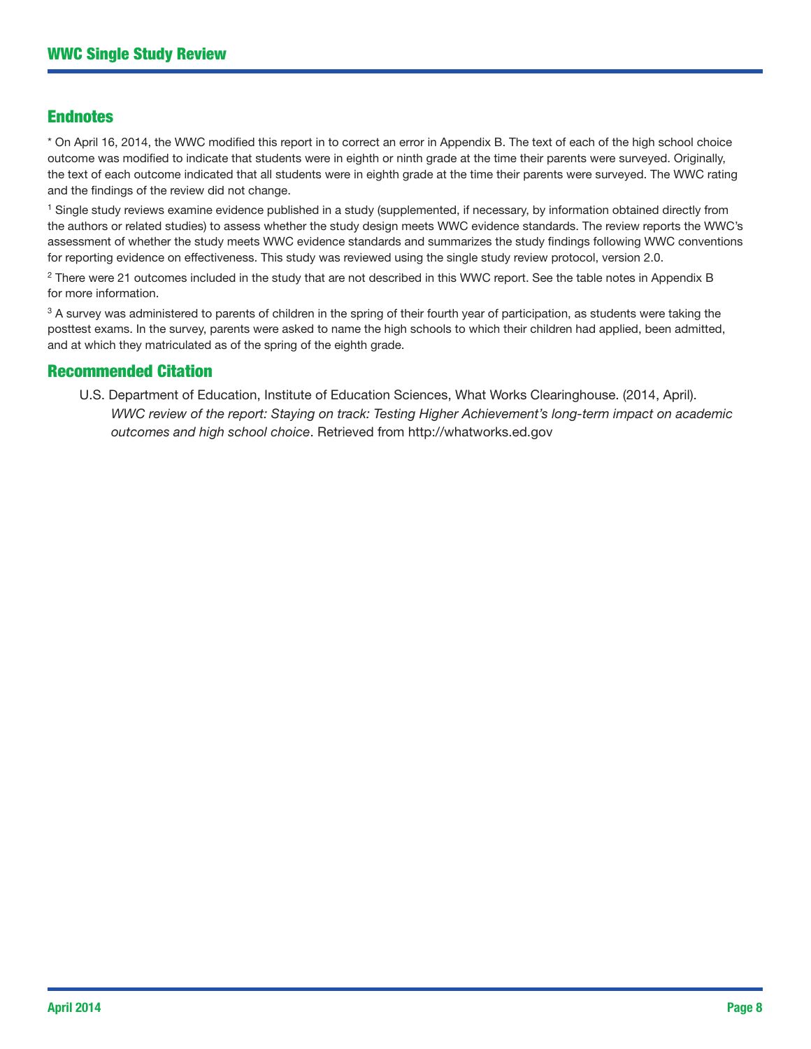## Endnotes

* On April 16, 2014, the WWC modified this report in to correct an error in Appendix B. The text of each of the high school choice outcome was modified to indicate that students were in eighth or ninth grade at the time their parents were surveyed. Originally, the text of each outcome indicated that all students were in eighth grade at the time their parents were surveyed. The WWC rating and the findings of the review did not change.

[1] Single study reviews examine evidence published in a study (supplemented, if necessary, by information obtained directly from the authors or related studies) to assess whether the study design meets WWC evidence standards. The review reports the WWC's assessment of whether the study meets WWC evidence standards and summarizes the study findings following WWC conventions for reporting evidence on effectiveness. This study was reviewed using the single study review protocol, version 2.0.

[2] There were 21 outcomes included in the study that are not described in this WWC report. See the table notes in Appendix B for more information.

[3] A survey was administered to parents of children in the spring of their fourth year of participation, as students were taking the posttest exams. In the survey, parents were asked to name the high schools to which their children had applied, been admitted, and at which they matriculated as of the spring of the eighth grade.

## Recommended Citation

U.S. Department of Education, Institute of Education Sciences, What Works Clearinghouse. (2014, April). *WWC review of the report: Staying on track: Testing Higher Achievement's long-term impact on academic outcomes and high school choice*. Retrieved from http://whatworks.ed.gov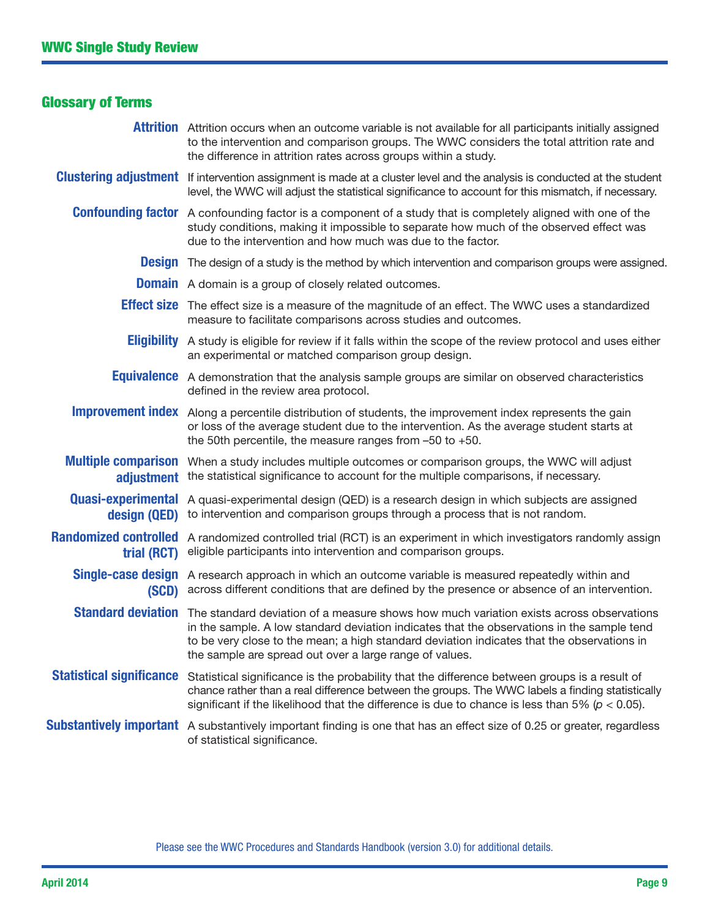## Glossary of Terms

**Attrition** Attrition occurs when an outcome variable is not available for all participants initially assigned to the intervention and comparison groups. The WWC considers the total attrition rate and the difference in attrition rates across groups within a study.

**Clustering adjustment** If intervention assignment is made at a cluster level and the analysis is conducted at the student level, the WWC will adjust the statistical significance to account for this mismatch, if necessary.

**Confounding factor** A confounding factor is a component of a study that is completely aligned with one of the study conditions, making it impossible to separate how much of the observed effect was due to the intervention and how much was due to the factor.

**Design** The design of a study is the method by which intervention and comparison groups were assigned.

**Domain** A domain is a group of closely related outcomes.

**Effect size** The effect size is a measure of the magnitude of an effect. The WWC uses a standardized measure to facilitate comparisons across studies and outcomes.

**Eligibility** A study is eligible for review if it falls within the scope of the review protocol and uses either an experimental or matched comparison group design.

**Equivalence** A demonstration that the analysis sample groups are similar on observed characteristics defined in the review area protocol.

**Improvement index** Along a percentile distribution of students, the improvement index represents the gain or loss of the average student due to the intervention. As the average student starts at the 50th percentile, the measure ranges from –50 to +50.

**Multiple comparison adjustment** When a study includes multiple outcomes or comparison groups, the WWC will adjust the statistical significance to account for the multiple comparisons, if necessary.

**Quasi-experimental design (QED)** A quasi-experimental design (QED) is a research design in which subjects are assigned to intervention and comparison groups through a process that is not random.

**Randomized controlled trial (RCT)** A randomized controlled trial (RCT) is an experiment in which investigators randomly assign eligible participants into intervention and comparison groups.

**Single-case design (SCD)** A research approach in which an outcome variable is measured repeatedly within and across different conditions that are defined by the presence or absence of an intervention.

**Standard deviation** The standard deviation of a measure shows how much variation exists across observations in the sample. A low standard deviation indicates that the observations in the sample tend to be very close to the mean; a high standard deviation indicates that the observations in the sample are spread out over a large range of values.

**Statistical significance** Statistical significance is the probability that the difference between groups is a result of chance rather than a real difference between the groups. The WWC labels a finding statistically significant if the likelihood that the difference is due to chance is less than 5% ($p < 0.05$).

**Substantively important** A substantively important finding is one that has an effect size of 0.25 or greater, regardless of statistical significance.

Please see the WWC Procedures and Standards Handbook (version 3.0) for additional details.